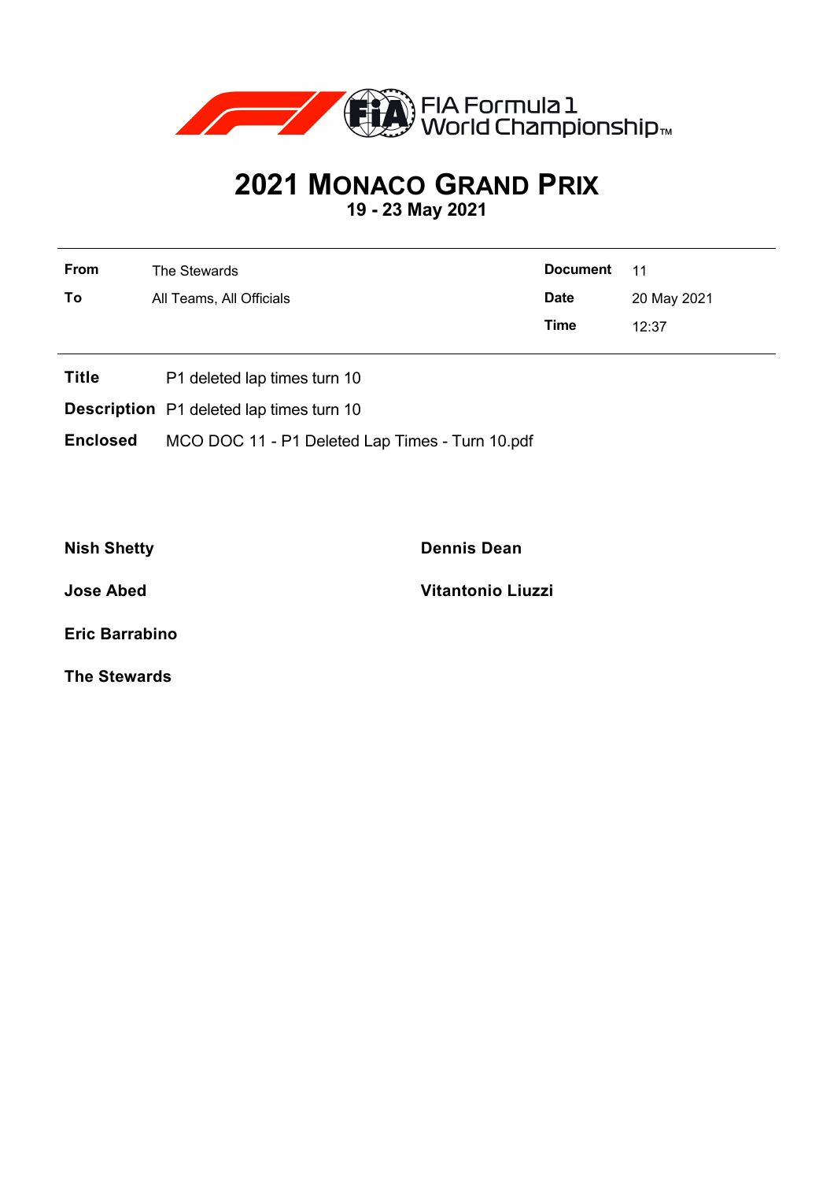# 2021 MONACO GRAND PRIX

**19 - 23 May 2021**

| | | | |
|---|---|---|---|
| **From** | The Stewards | **Document** | 11 |
| **To** | All Teams, All Officials | **Date** | 20 May 2021 |
| | | **Time** | 12:37 |

**Title** P1 deleted lap times turn 10

**Description** P1 deleted lap times turn 10

**Enclosed** MCO DOC 11 - P1 Deleted Lap Times - Turn 10.pdf

**Nish Shetty**

**Dennis Dean**

**Jose Abed**

**Vitantonio Liuzzi**

**Eric Barrabino**

**The Stewards**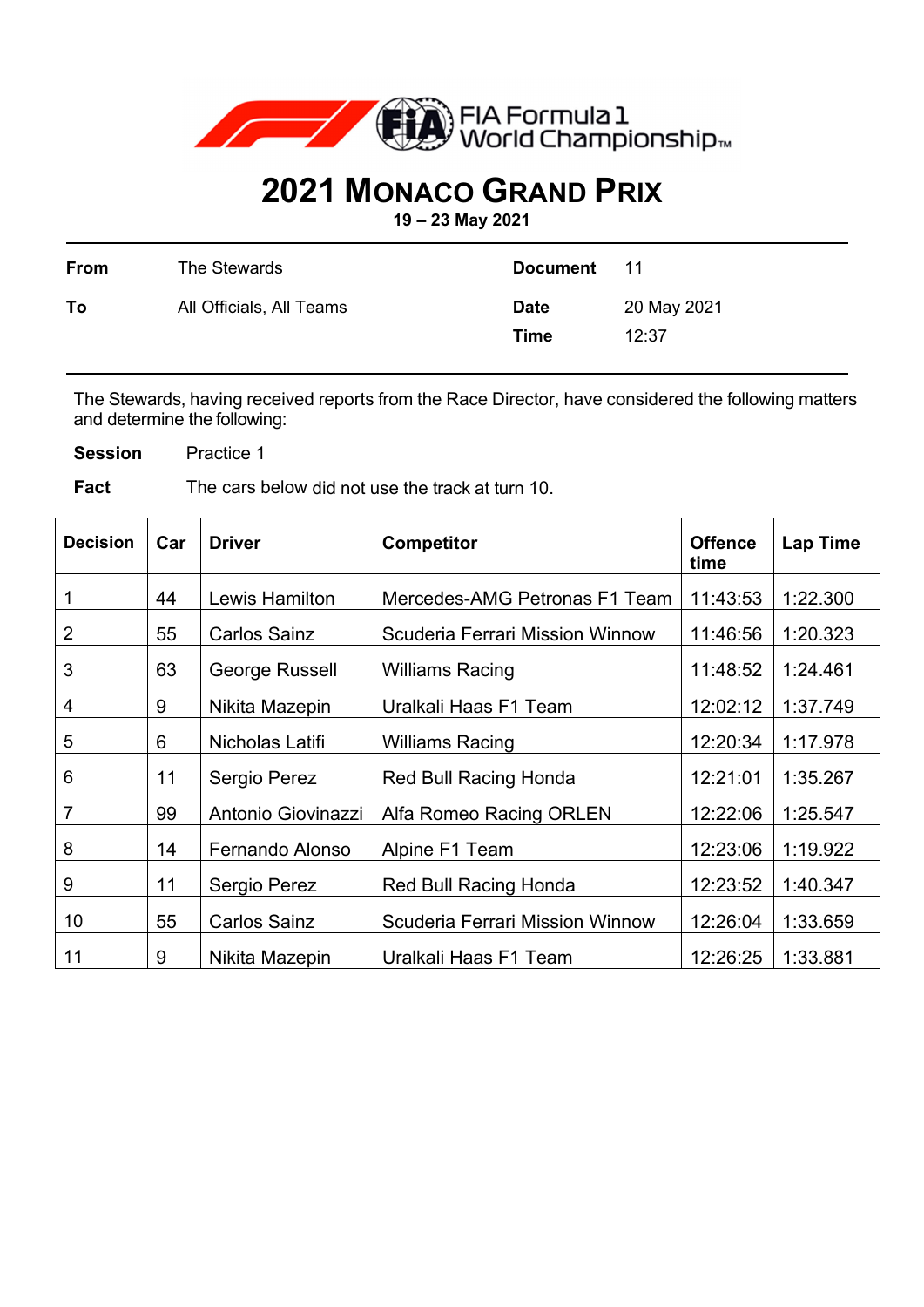FIA Formula 1 World Championship

# 2021 Monaco Grand Prix

**19 – 23 May 2021**

| | | | |
|---|---|---|---|
| **From** | The Stewards | **Document** | 11 |
| **To** | All Officials, All Teams | **Date** | 20 May 2021 |
| | | **Time** | 12:37 |

The Stewards, having received reports from the Race Director, have considered the following matters and determine the following:

**Session** Practice 1

**Fact** The cars below did not use the track at turn 10.

| Decision | Car | Driver | Competitor | Offence time | Lap Time |
|---|---|---|---|---|---|
| 1 | 44 | Lewis Hamilton | Mercedes-AMG Petronas F1 Team | 11:43:53 | 1:22.300 |
| 2 | 55 | Carlos Sainz | Scuderia Ferrari Mission Winnow | 11:46:56 | 1:20.323 |
| 3 | 63 | George Russell | Williams Racing | 11:48:52 | 1:24.461 |
| 4 | 9 | Nikita Mazepin | Uralkali Haas F1 Team | 12:02:12 | 1:37.749 |
| 5 | 6 | Nicholas Latifi | Williams Racing | 12:20:34 | 1:17.978 |
| 6 | 11 | Sergio Perez | Red Bull Racing Honda | 12:21:01 | 1:35.267 |
| 7 | 99 | Antonio Giovinazzi | Alfa Romeo Racing ORLEN | 12:22:06 | 1:25.547 |
| 8 | 14 | Fernando Alonso | Alpine F1 Team | 12:23:06 | 1:19.922 |
| 9 | 11 | Sergio Perez | Red Bull Racing Honda | 12:23:52 | 1:40.347 |
| 10 | 55 | Carlos Sainz | Scuderia Ferrari Mission Winnow | 12:26:04 | 1:33.659 |
| 11 | 9 | Nikita Mazepin | Uralkali Haas F1 Team | 12:26:25 | 1:33.881 |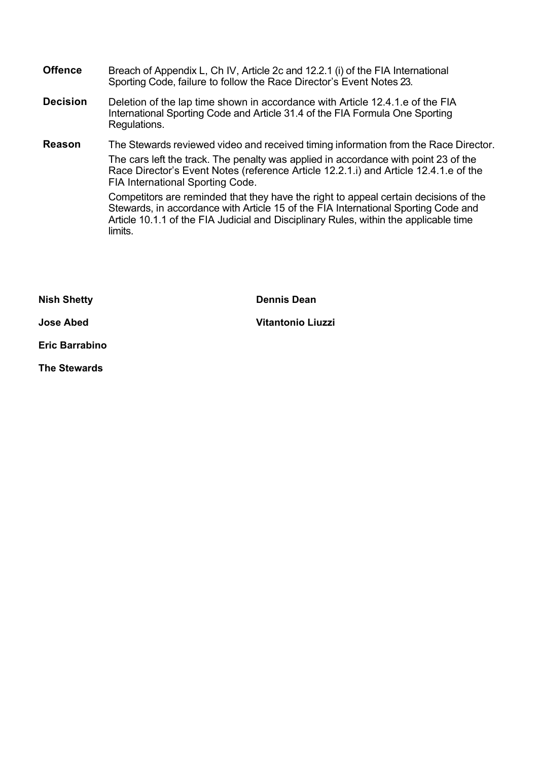| | |
|---|---|
| **Offence** | Breach of Appendix L, Ch IV, Article 2c and 12.2.1 (i) of the FIA International Sporting Code, failure to follow the Race Director's Event Notes 23. |
| **Decision** | Deletion of the lap time shown in accordance with Article 12.4.1.e of the FIA International Sporting Code and Article 31.4 of the FIA Formula One Sporting Regulations. |
| **Reason** | The Stewards reviewed video and received timing information from the Race Director.<br><br>The cars left the track. The penalty was applied in accordance with point 23 of the Race Director's Event Notes (reference Article 12.2.1.i) and Article 12.4.1.e of the FIA International Sporting Code.<br><br>Competitors are reminded that they have the right to appeal certain decisions of the Stewards, in accordance with Article 15 of the FIA International Sporting Code and Article 10.1.1 of the FIA Judicial and Disciplinary Rules, within the applicable time limits. |

**Nish Shetty**

**Dennis Dean**

**Jose Abed**

**Vitantonio Liuzzi**

**Eric Barrabino**

**The Stewards**